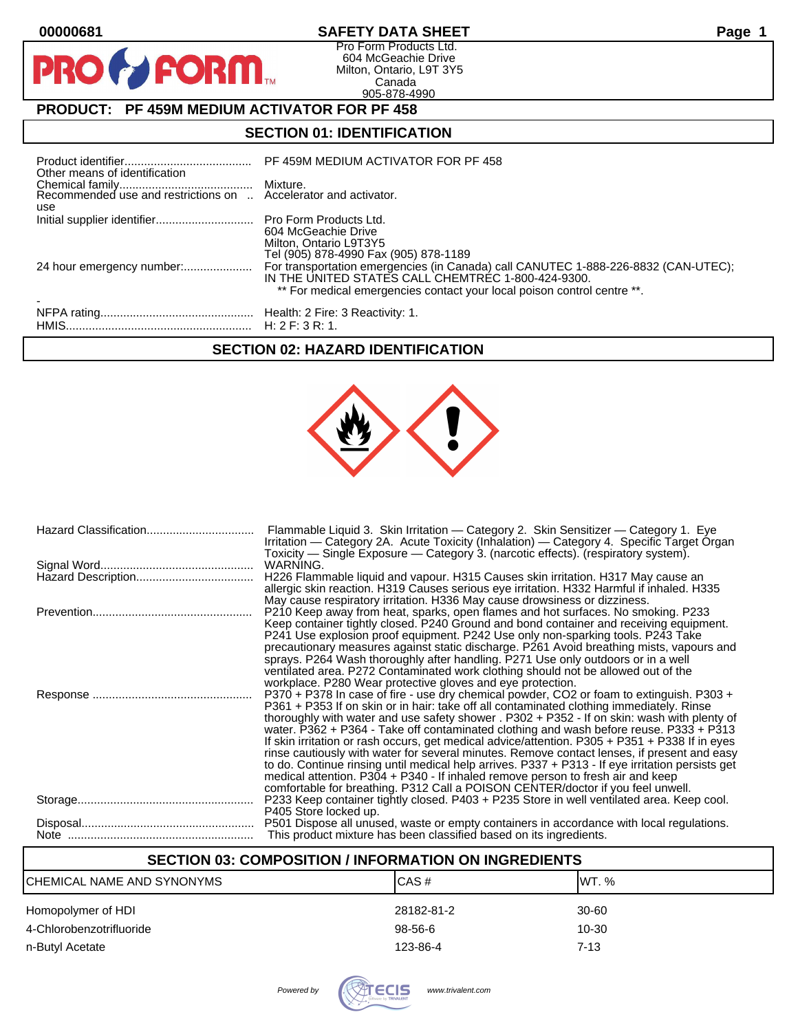# SAFETY DATA SHEET

Pro Form Products Ltd.
604 McGeachie Drive
Milton, Ontario, L9T 3Y5
Canada
905-878-4990

## PRODUCT: PF 459M MEDIUM ACTIVATOR FOR PF 458

## SECTION 01: IDENTIFICATION

| | |
|---|---|
| Product identifier | PF 459M MEDIUM ACTIVATOR FOR PF 458 |
| Other means of identification | |
| Chemical family | Mixture. |
| Recommended use and restrictions on use | Accelerator and activator. |
| Initial supplier identifier | Pro Form Products Ltd.<br>604 McGeachie Drive<br>Milton, Ontario L9T3Y5<br>Tel (905) 878-4990 Fax (905) 878-1189 |
| 24 hour emergency number: | For transportation emergencies (in Canada) call CANUTEC 1-888-226-8832 (CAN-UTEC); IN THE UNITED STATES CALL CHEMTREC 1-800-424-9300.<br>** For medical emergencies contact your local poison control centre **. |
| - | |
| NFPA rating | Health: 2 Fire: 3 Reactivity: 1. |
| HMIS | H: 2 F: 3 R: 1. |

## SECTION 02: HAZARD IDENTIFICATION

| | |
|---|---|
| Hazard Classification | Flammable Liquid 3. Skin Irritation — Category 2. Skin Sensitizer — Category 1. Eye Irritation — Category 2A. Acute Toxicity (Inhalation) — Category 4. Specific Target Organ Toxicity — Single Exposure — Category 3. (narcotic effects). (respiratory system). |
| Signal Word | WARNING. |
| Hazard Description | H226 Flammable liquid and vapour. H315 Causes skin irritation. H317 May cause an allergic skin reaction. H319 Causes serious eye irritation. H332 Harmful if inhaled. H335 May cause respiratory irritation. H336 May cause drowsiness or dizziness. |
| Prevention | P210 Keep away from heat, sparks, open flames and hot surfaces. No smoking. P233 Keep container tightly closed. P240 Ground and bond container and receiving equipment. P241 Use explosion proof equipment. P242 Use only non-sparking tools. P243 Take precautionary measures against static discharge. P261 Avoid breathing mists, vapours and sprays. P264 Wash thoroughly after handling. P271 Use only outdoors or in a well ventilated area. P272 Contaminated work clothing should not be allowed out of the workplace. P280 Wear protective gloves and eye protection. |
| Response | P370 + P378 In case of fire - use dry chemical powder, CO2 or foam to extinguish. P303 + P361 + P353 If on skin or in hair: take off all contaminated clothing immediately. Rinse thoroughly with water and use safety shower . P302 + P352 - If on skin: wash with plenty of water. P362 + P364 - Take off contaminated clothing and wash before reuse. P333 + P313 If skin irritation or rash occurs, get medical advice/attention. P305 + P351 + P338 If in eyes rinse cautiously with water for several minutes. Remove contact lenses, if present and easy to do. Continue rinsing until medical help arrives. P337 + P313 - If eye irritation persists get medical attention. P304 + P340 - If inhaled remove person to fresh air and keep comfortable for breathing. P312 Call a POISON CENTER/doctor if you feel unwell. |
| Storage | P233 Keep container tightly closed. P403 + P235 Store in well ventilated area. Keep cool. P405 Store locked up. |
| Disposal | P501 Dispose all unused, waste or empty containers in accordance with local regulations. |
| Note | This product mixture has been classified based on its ingredients. |

## SECTION 03: COMPOSITION / INFORMATION ON INGREDIENTS

| CHEMICAL NAME AND SYNONYMS | CAS # | WT. % |
|---|---|---|
| Homopolymer of HDI | 28182-81-2 | 30-60 |
| 4-Chlorobenzotrifluoride | 98-56-6 | 10-30 |
| n-Butyl Acetate | 123-86-4 | 7-13 |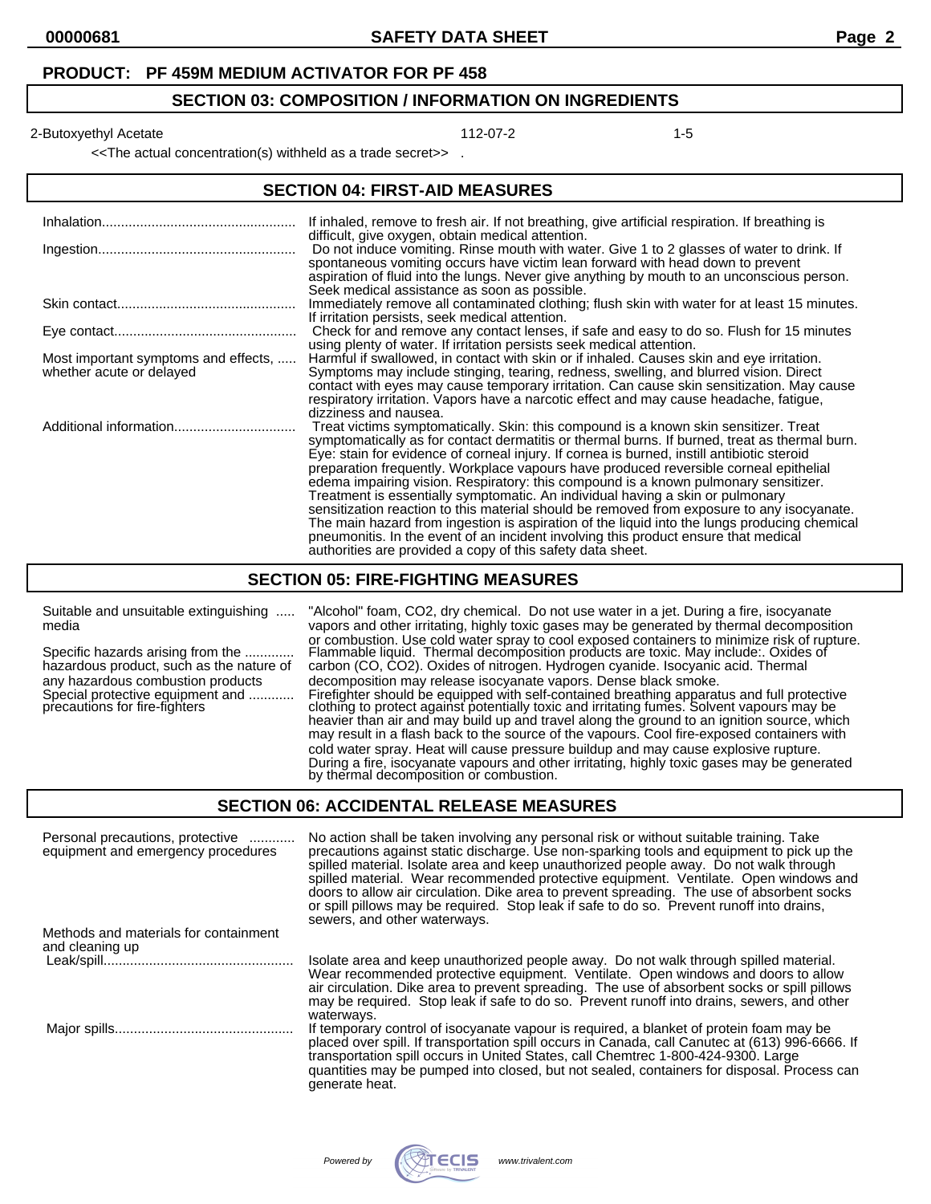**PRODUCT: PF 459M MEDIUM ACTIVATOR FOR PF 458**

## SECTION 03: COMPOSITION / INFORMATION ON INGREDIENTS

| | | |
|---|---|---|
| 2-Butoxyethyl Acetate | 112-07-2 | 1-5 |

<<The actual concentration(s) withheld as a trade secret>> .

## SECTION 04: FIRST-AID MEASURES

**Inhalation**: If inhaled, remove to fresh air. If not breathing, give artificial respiration. If breathing is difficult, give oxygen, obtain medical attention.

**Ingestion**: Do not induce vomiting. Rinse mouth with water. Give 1 to 2 glasses of water to drink. If spontaneous vomiting occurs have victim lean forward with head down to prevent aspiration of fluid into the lungs. Never give anything by mouth to an unconscious person. Seek medical assistance as soon as possible.

**Skin contact**: Immediately remove all contaminated clothing; flush skin with water for at least 15 minutes. If irritation persists, seek medical attention.

**Eye contact**: Check for and remove any contact lenses, if safe and easy to do so. Flush for 15 minutes using plenty of water. If irritation persists seek medical attention.

**Most important symptoms and effects, whether acute or delayed**: Harmful if swallowed, in contact with skin or if inhaled. Causes skin and eye irritation. Symptoms may include stinging, tearing, redness, swelling, and blurred vision. Direct contact with eyes may cause temporary irritation. Can cause skin sensitization. May cause respiratory irritation. Vapors have a narcotic effect and may cause headache, fatigue, dizziness and nausea.

**Additional information**: Treat victims symptomatically. Skin: this compound is a known skin sensitizer. Treat symptomatically as for contact dermatitis or thermal burns. If burned, treat as thermal burn. Eye: stain for evidence of corneal injury. If cornea is burned, instill antibiotic steroid preparation frequently. Workplace vapours have produced reversible corneal epithelial edema impairing vision. Respiratory: this compound is a known pulmonary sensitizer. Treatment is essentially symptomatic. An individual having a skin or pulmonary sensitization reaction to this material should be removed from exposure to any isocyanate. The main hazard from ingestion is aspiration of the liquid into the lungs producing chemical pneumonitis. In the event of an incident involving this product ensure that medical authorities are provided a copy of this safety data sheet.

## SECTION 05: FIRE-FIGHTING MEASURES

**Suitable and unsuitable extinguishing media**: "Alcohol" foam, $CO_2$, dry chemical. Do not use water in a jet. During a fire, isocyanate vapors and other irritating, highly toxic gases may be generated by thermal decomposition or combustion. Use cold water spray to cool exposed containers to minimize risk of rupture.

**Specific hazards arising from the hazardous product, such as the nature of any hazardous combustion products**: Flammable liquid. Thermal decomposition products are toxic. May include:. Oxides of carbon (CO, $CO_2$). Oxides of nitrogen. Hydrogen cyanide. Isocyanic acid. Thermal decomposition may release isocyanate vapours. Dense black smoke.

**Special protective equipment and precautions for fire-fighters**: Firefighter should be equipped with self-contained breathing apparatus and full protective clothing to protect against potentially toxic and irritating fumes. Solvent vapours may be heavier than air and may build up and travel along the ground to an ignition source, which may result in a flash back to the source of the vapours. Cool fire-exposed containers with cold water spray. Heat will cause pressure buildup and may cause explosive rupture. During a fire, isocyanate vapours and other irritating, highly toxic gases may be generated by thermal decomposition or combustion.

## SECTION 06: ACCIDENTAL RELEASE MEASURES

**Personal precautions, protective equipment and emergency procedures**: No action shall be taken involving any personal risk or without suitable training. Take precautions against static discharge. Use non-sparking tools and equipment to pick up the spilled material. Isolate area and keep unauthorized people away. Do not walk through spilled material. Wear recommended protective equipment. Ventilate. Open windows and doors to allow air circulation. Dike area to prevent spreading. The use of absorbent socks or spill pillows may be required. Stop leak if safe to do so. Prevent runoff into drains, sewers, and other waterways.

**Methods and materials for containment and cleaning up**

**Leak/spill**: Isolate area and keep unauthorized people away. Do not walk through spilled material. Wear recommended protective equipment. Ventilate. Open windows and doors to allow air circulation. Dike area to prevent spreading. The use of absorbent socks or spill pillows may be required. Stop leak if safe to do so. Prevent runoff into drains, sewers, and other waterways.

**Major spills**: If temporary control of isocyanate vapour is required, a blanket of protein foam may be placed over spill. If transportation spill occurs in Canada, call Canutec at (613) 996-6666. If transportation spill occurs in United States, call Chemtrec 1-800-424-9300. Large quantities may be pumped into closed, but not sealed, containers for disposal. Process can generate heat.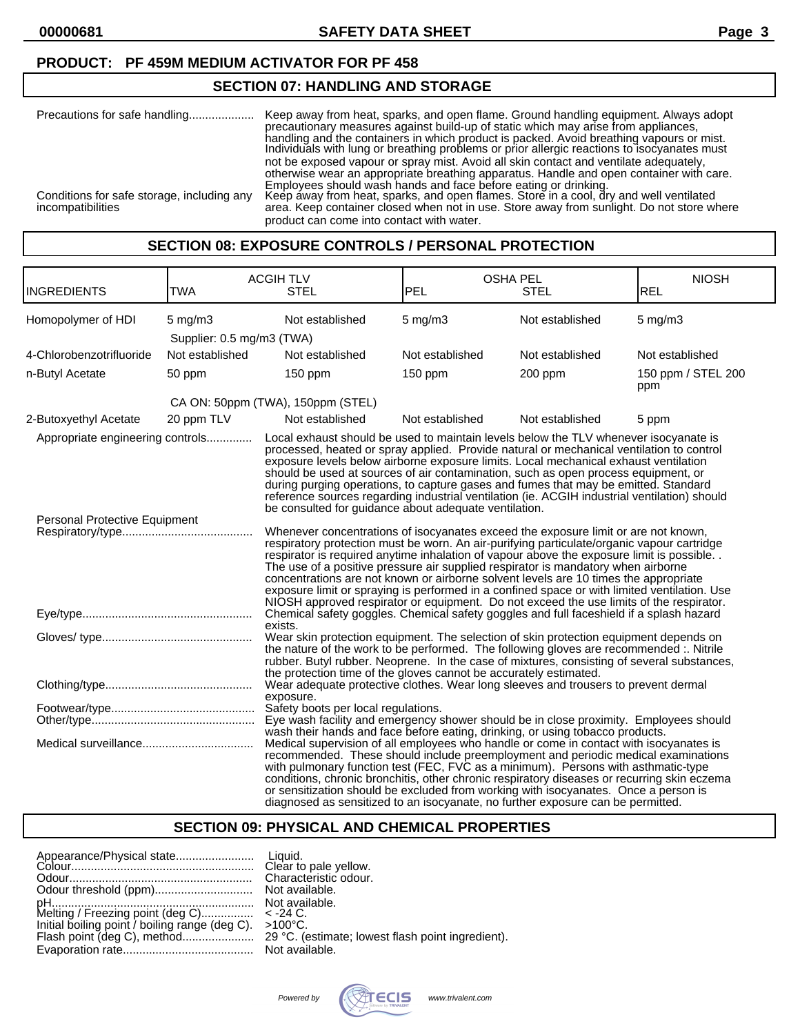**PRODUCT: PF 459M MEDIUM ACTIVATOR FOR PF 458**

## SECTION 07: HANDLING AND STORAGE

**Precautions for safe handling**: Keep away from heat, sparks, and open flame. Ground handling equipment. Always adopt precautionary measures against build-up of static which may arise from appliances, handling and the containers in which product is packed. Avoid breathing vapours or mist. Individuals with lung or breathing problems or prior allergic reactions to isocyanates must not be exposed vapour or spray mist. Avoid all skin contact and ventilate adequately, otherwise wear an appropriate breathing apparatus. Handle and open container with care. Employees should wash hands and face before eating or drinking.

**Conditions for safe storage, including any incompatibilities**: Keep away from heat, sparks, and open flames. Store in a cool, dry and well ventilated area. Keep container closed when not in use. Store away from sunlight. Do not store where product can come into contact with water.

## SECTION 08: EXPOSURE CONTROLS / PERSONAL PROTECTION

| INGREDIENTS | ACGIH TLV TWA | ACGIH TLV STEL | OSHA PEL PEL | OSHA PEL STEL | NIOSH REL |
|---|---|---|---|---|---|
| Homopolymer of HDI | 5 mg/m3 | Not established | 5 mg/m3 | Not established | 5 mg/m3 |
| | Supplier: 0.5 mg/m3 (TWA) | | | | |
| 4-Chlorobenzotrifluoride | Not established | Not established | Not established | Not established | Not established |
| n-Butyl Acetate | 50 ppm | 150 ppm | 150 ppm | 200 ppm | 150 ppm / STEL 200 ppm |
| | CA ON: 50ppm (TWA), 150ppm (STEL) | | | | |
| 2-Butoxyethyl Acetate | 20 ppm TLV | Not established | Not established | Not established | 5 ppm |

**Appropriate engineering controls**: Local exhaust should be used to maintain levels below the TLV whenever isocyanate is processed, heated or spray applied. Provide natural or mechanical ventilation to control exposure levels below airborne exposure limits. Local mechanical exhaust ventilation should be used at sources of air contamination, such as open process equipment, or during purging operations, to capture gases and fumes that may be emitted. Standard reference sources regarding industrial ventilation (ie. ACGIH industrial ventilation) should be consulted for guidance about adequate ventilation.

**Personal Protective Equipment**

**Respiratory/type**: Whenever concentrations of isocyanates exceed the exposure limit or are not known, respiratory protection must be worn. An air-purifying particulate/organic vapour cartridge respirator is required anytime inhalation of vapour above the exposure limit is possible. . The use of a positive pressure air supplied respirator is mandatory when airborne concentrations are not known or airborne solvent levels are 10 times the appropriate exposure limit or spraying is performed in a confined space or with limited ventilation. Use NIOSH approved respirator or equipment. Do not exceed the use limits of the respirator.

**Eye/type**: Chemical safety goggles. Chemical safety goggles and full faceshield if a splash hazard exists.

**Gloves/ type**: Wear skin protection equipment. The selection of skin protection equipment depends on the nature of the work to be performed. The following gloves are recommended :. Nitrile rubber. Butyl rubber. Neoprene. In the case of mixtures, consisting of several substances, the protection time of the gloves cannot be accurately estimated.

**Clothing/type**: Wear adequate protective clothes. Wear long sleeves and trousers to prevent dermal exposure.

**Footwear/type**: Safety boots per local regulations.

**Other/type**: Eye wash facility and emergency shower should be in close proximity. Employees should wash their hands and face before eating, drinking, or using tobacco products.

**Medical surveillance**: Medical supervision of all employees who handle or come in contact with isocyanates is recommended. These should include preemployment and periodic medical examinations with pulmonary function test (FEC, FVC as a minimum). Persons with asthmatic-type conditions, chronic bronchitis, other chronic respiratory diseases or recurring skin eczema or sensitization should be excluded from working with isocyanates. Once a person is diagnosed as sensitized to an isocyanate, no further exposure can be permitted.

## SECTION 09: PHYSICAL AND CHEMICAL PROPERTIES

- **Appearance/Physical state**: Liquid.
- **Colour**: Clear to pale yellow.
- **Odour**: Characteristic odour.
- **Odour threshold (ppm)**: Not available.
- **pH**: Not available.
- **Melting / Freezing point (deg C)**: < -24 C.
- **Initial boiling point / boiling range (deg C).**: >100°C.
- **Flash point (deg C), method**: 29 °C. (estimate; lowest flash point ingredient).
- **Evaporation rate**: Not available.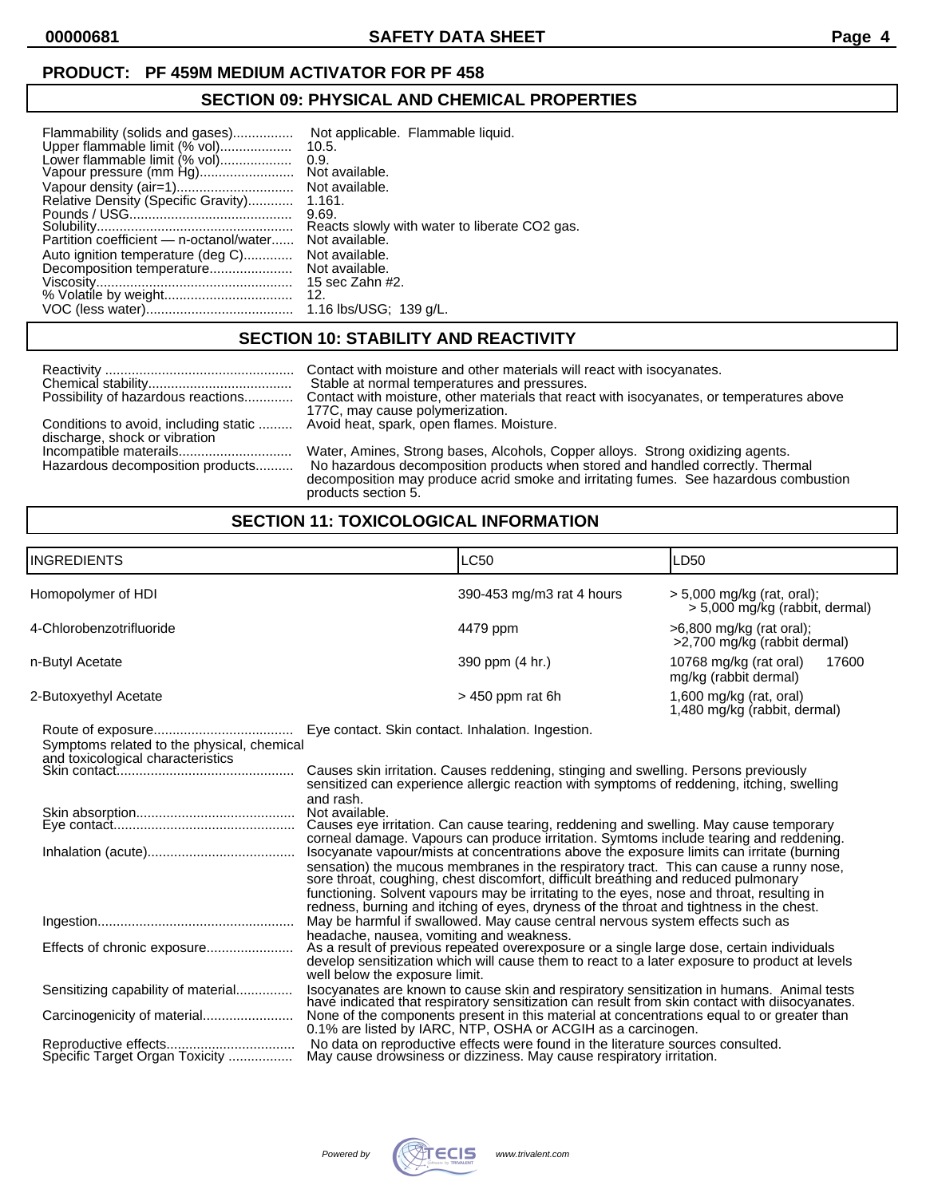**PRODUCT: PF 459M MEDIUM ACTIVATOR FOR PF 458**

## SECTION 09: PHYSICAL AND CHEMICAL PROPERTIES

Flammability (solids and gases)................ Not applicable. Flammable liquid.
Upper flammable limit (% vol)................... 10.5.
Lower flammable limit (% vol)................... 0.9.
Vapour pressure (mm Hg)......................... Not available.
Vapour density (air=1).............................. Not available.
Relative Density (Specific Gravity)............ 1.161.
Pounds / USG........................................... 9.69.
Solubility.................................................... Reacts slowly with water to liberate CO2 gas.
Partition coefficient — n-octanol/water...... Not available.
Auto ignition temperature (deg C)............. Not available.
Decomposition temperature...................... Not available.
Viscosity.................................................... 15 sec Zahn #2.
% Volatile by weight.................................. 12.
VOC (less water)....................................... 1.16 lbs/USG; 139 g/L.

## SECTION 10: STABILITY AND REACTIVITY

Reactivity .................................................. Contact with moisture and other materials will react with isocyanates.
Chemical stability...................................... Stable at normal temperatures and pressures.
Possibility of hazardous reactions............. Contact with moisture, other materials that react with isocyanates, or temperatures above 177C, may cause polymerization.
Conditions to avoid, including static discharge, shock or vibration ......... Avoid heat, spark, open flames. Moisture.
Incompatible materials............................. Water, Amines, Strong bases, Alcohols, Copper alloys. Strong oxidizing agents.
Hazardous decomposition products.......... No hazardous decomposition products when stored and handled correctly. Thermal decomposition may produce acrid smoke and irritating fumes. See hazardous combustion products section 5.

## SECTION 11: TOXICOLOGICAL INFORMATION

| INGREDIENTS | LC50 | LD50 |
|---|---|---|
| Homopolymer of HDI | 390-453 mg/m3 rat 4 hours | > 5,000 mg/kg (rat, oral); > 5,000 mg/kg (rabbit, dermal) |
| 4-Chlorobenzotrifluoride | 4479 ppm | >6,800 mg/kg (rat oral); >2,700 mg/kg (rabbit dermal) |
| n-Butyl Acetate | 390 ppm (4 hr.) | 10768 mg/kg (rat oral) 17600 mg/kg (rabbit dermal) |
| 2-Butoxyethyl Acetate | > 450 ppm rat 6h | 1,600 mg/kg (rat, oral) 1,480 mg/kg (rabbit, dermal) |

Route of exposure..................................... Eye contact. Skin contact. Inhalation. Ingestion.

Symptoms related to the physical, chemical and toxicological characteristics

Skin contact.............................................. Causes skin irritation. Causes reddening, stinging and swelling. Persons previously sensitized can experience allergic reaction with symptoms of reddening, itching, swelling and rash.
Skin absorption.......................................... Not available.
Eye contact................................................ Causes eye irritation. Can cause tearing, reddening and swelling. May cause temporary corneal damage. Vapours can produce irritation. Symtoms include tearing and reddening.
Inhalation (acute)....................................... Isocyanate vapour/mists at concentrations above the exposure limits can irritate (burning sensation) the mucous membranes in the respiratory tract. This can cause a runny nose, sore throat, coughing, chest discomfort, difficult breathing and reduced pulmonary functioning. Solvent vapours may be irritating to the eyes, nose and throat, resulting in redness, burning and itching of eyes, dryness of the throat and tightness in the chest.
Ingestion.................................................... May be harmful if swallowed. May cause central nervous system effects such as headache, nausea, vomiting and weakness.
Effects of chronic exposure....................... As a result of previous repeated overexposure or a single large dose, certain individuals develop sensitization which will cause them to react to a later exposure to product at levels well below the exposure limit.
Sensitizing capability of material............... Isocyanates are known to cause skin and respiratory sensitization in humans. Animal tests have indicated that respiratory sensitization can result from skin contact with diisocyanates.
Carcinogenicity of material........................ None of the components present in this material at concentrations equal to or greater than 0.1% are listed by IARC, NTP, OSHA or ACGIH as a carcinogen.
Reproductive effects.................................. No data on reproductive effects were found in the literature sources consulted.
Specific Target Organ Toxicity ................. May cause drowsiness or dizziness. May cause respiratory irritation.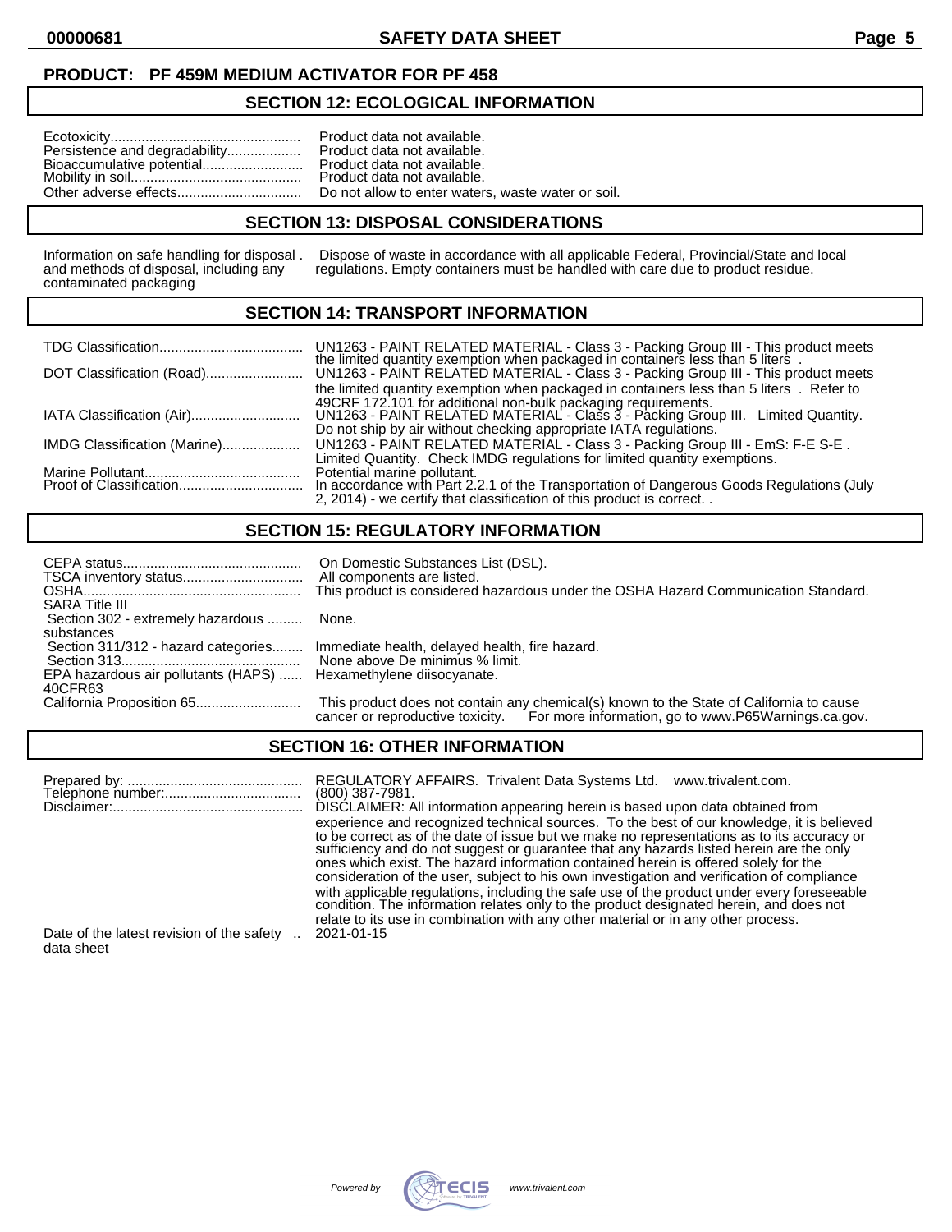**PRODUCT: PF 459M MEDIUM ACTIVATOR FOR PF 458**

## SECTION 12: ECOLOGICAL INFORMATION

| | |
|---|---|
| Ecotoxicity | Product data not available. |
| Persistence and degradability | Product data not available. |
| Bioaccumulative potential | Product data not available. |
| Mobility in soil | Product data not available. |
| Other adverse effects | Do not allow to enter waters, waste water or soil. |

## SECTION 13: DISPOSAL CONSIDERATIONS

| | |
|---|---|
| Information on safe handling for disposal and methods of disposal, including any contaminated packaging | Dispose of waste in accordance with all applicable Federal, Provincial/State and local regulations. Empty containers must be handled with care due to product residue. |

## SECTION 14: TRANSPORT INFORMATION

| | |
|---|---|
| TDG Classification | UN1263 - PAINT RELATED MATERIAL - Class 3 - Packing Group III - This product meets the limited quantity exemption when packaged in containers less than 5 liters . |
| DOT Classification (Road) | UN1263 - PAINT RELATED MATERIAL - Class 3 - Packing Group III - This product meets the limited quantity exemption when packaged in containers less than 5 liters . Refer to 49CRF 172.101 for additional non-bulk packaging requirements. |
| IATA Classification (Air) | UN1263 - PAINT RELATED MATERIAL - Class 3 - Packing Group III. Limited Quantity. Do not ship by air without checking appropriate IATA regulations. |
| IMDG Classification (Marine) | UN1263 - PAINT RELATED MATERIAL - Class 3 - Packing Group III - EmS: F-E S-E . Limited Quantity. Check IMDG regulations for limited quantity exemptions. |
| Marine Pollutant | Potential marine pollutant. |
| Proof of Classification | In accordance with Part 2.2.1 of the Transportation of Dangerous Goods Regulations (July 2, 2014) - we certify that classification of this product is correct. . |

## SECTION 15: REGULATORY INFORMATION

| | |
|---|---|
| CEPA status | On Domestic Substances List (DSL). |
| TSCA inventory status | All components are listed. |
| OSHA | This product is considered hazardous under the OSHA Hazard Communication Standard. |
| SARA Title III | |
| Section 302 - extremely hazardous substances | None. |
| Section 311/312 - hazard categories | Immediate health, delayed health, fire hazard. |
| Section 313 | None above De minimus % limit. |
| EPA hazardous air pollutants (HAPS) 40CFR63 | Hexamethylene diisocyanate. |
| California Proposition 65 | This product does not contain any chemical(s) known to the State of California to cause cancer or reproductive toxicity. For more information, go to www.P65Warnings.ca.gov. |

## SECTION 16: OTHER INFORMATION

| | |
|---|---|
| Prepared by: | REGULATORY AFFAIRS. Trivalent Data Systems Ltd. www.trivalent.com. |
| Telephone number: | (800) 387-7981. |
| Disclaimer: | DISCLAIMER: All information appearing herein is based upon data obtained from experience and recognized technical sources. To the best of our knowledge, it is believed to be correct as of the date of issue but we make no representations as to its accuracy or sufficiency and do not suggest or guarantee that any hazards listed herein are the only ones which exist. The hazard information contained herein is offered solely for the consideration of the user, subject to his own investigation and verification of compliance with applicable regulations, including the safe use of the product under every foreseeable condition. The information relates only to the product designated herein, and does not relate to its use in combination with any other material or in any other process. |
| Date of the latest revision of the safety data sheet | 2021-01-15 |